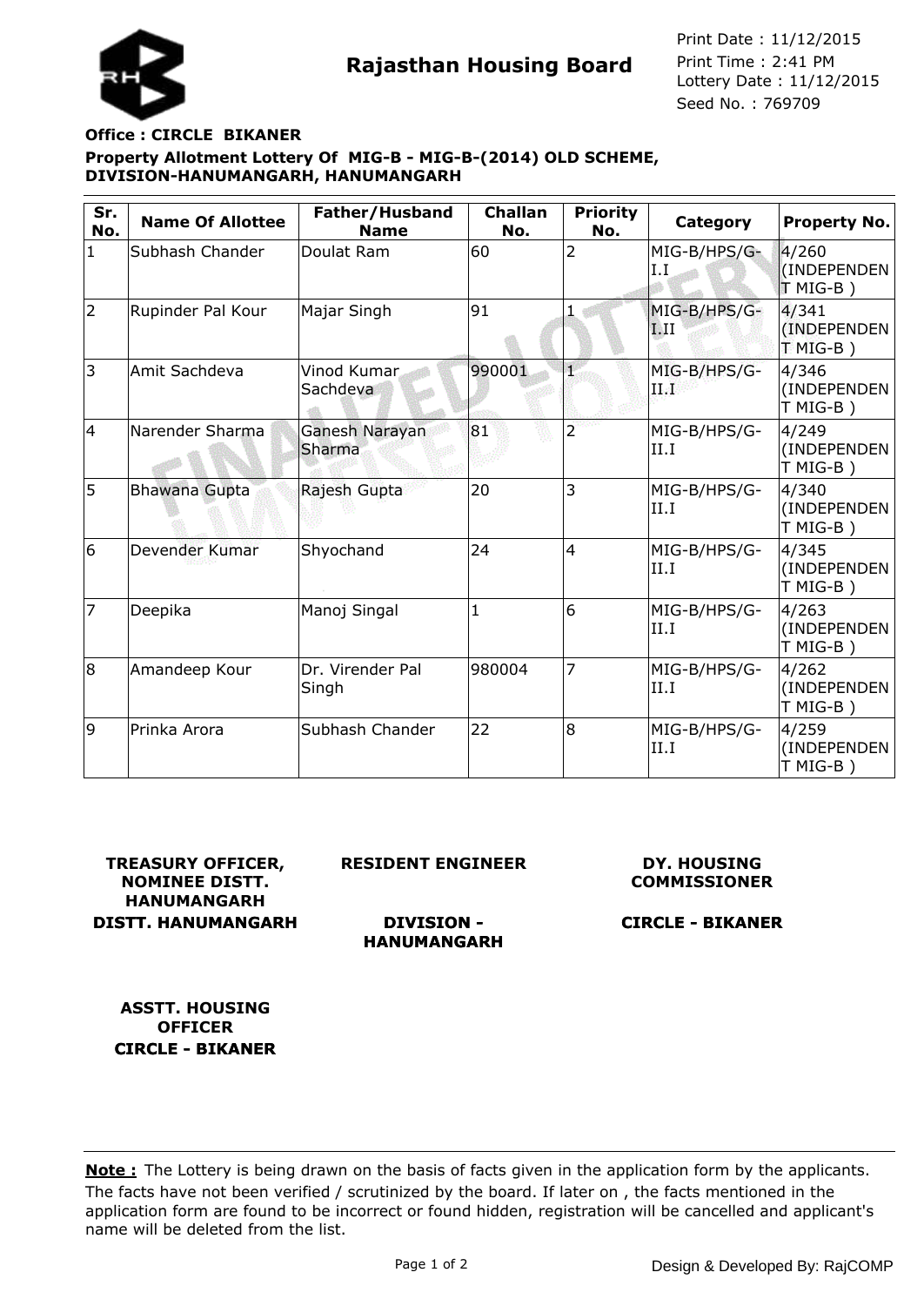# Rajasthan Housing Board

Print Date : 11/12/2015
Print Time : 2:41 PM
Lottery Date : 11/12/2015
Seed No. : 769709

**Office : CIRCLE BIKANER**

**Property Allotment Lottery Of MIG-B - MIG-B-(2014) OLD SCHEME, DIVISION-HANUMANGARH, HANUMANGARH**

| Sr. No. | Name Of Allottee | Father/Husband Name | Challan No. | Priority No. | Category | Property No. |
|---|---|---|---|---|---|---|
| 1 | Subhash Chander | Doulat Ram | 60 | 2 | MIG-B/HPS/G-I.I | 4/260 (INDEPENDENT MIG-B ) |
| 2 | Rupinder Pal Kour | Majar Singh | 91 | 1 | MIG-B/HPS/G-I.II | 4/341 (INDEPENDENT MIG-B ) |
| 3 | Amit Sachdeva | Vinod Kumar Sachdeva | 990001 | 1 | MIG-B/HPS/G-II.I | 4/346 (INDEPENDENT MIG-B ) |
| 4 | Narender Sharma | Ganesh Narayan Sharma | 81 | 2 | MIG-B/HPS/G-II.I | 4/249 (INDEPENDENT MIG-B ) |
| 5 | Bhawana Gupta | Rajesh Gupta | 20 | 3 | MIG-B/HPS/G-II.I | 4/340 (INDEPENDENT MIG-B ) |
| 6 | Devender Kumar | Shyochand | 24 | 4 | MIG-B/HPS/G-II.I | 4/345 (INDEPENDENT MIG-B ) |
| 7 | Deepika | Manoj Singal | 1 | 6 | MIG-B/HPS/G-II.I | 4/263 (INDEPENDENT MIG-B ) |
| 8 | Amandeep Kour | Dr. Virender Pal Singh | 980004 | 7 | MIG-B/HPS/G-II.I | 4/262 (INDEPENDENT MIG-B ) |
| 9 | Prinka Arora | Subhash Chander | 22 | 8 | MIG-B/HPS/G-II.I | 4/259 (INDEPENDENT MIG-B ) |

**TREASURY OFFICER, NOMINEE DISTT. HANUMANGARH**
**DISTT. HANUMANGARH**

**RESIDENT ENGINEER**
**DIVISION - HANUMANGARH**

**DY. HOUSING COMMISSIONER**
**CIRCLE - BIKANER**

**ASSTT. HOUSING OFFICER**
**CIRCLE - BIKANER**

**Note :** The Lottery is being drawn on the basis of facts given in the application form by the applicants. The facts have not been verified / scrutinized by the board. If later on , the facts mentioned in the application form are found to be incorrect or found hidden, registration will be cancelled and applicant's name will be deleted from the list.

Design & Developed By: RajCOMP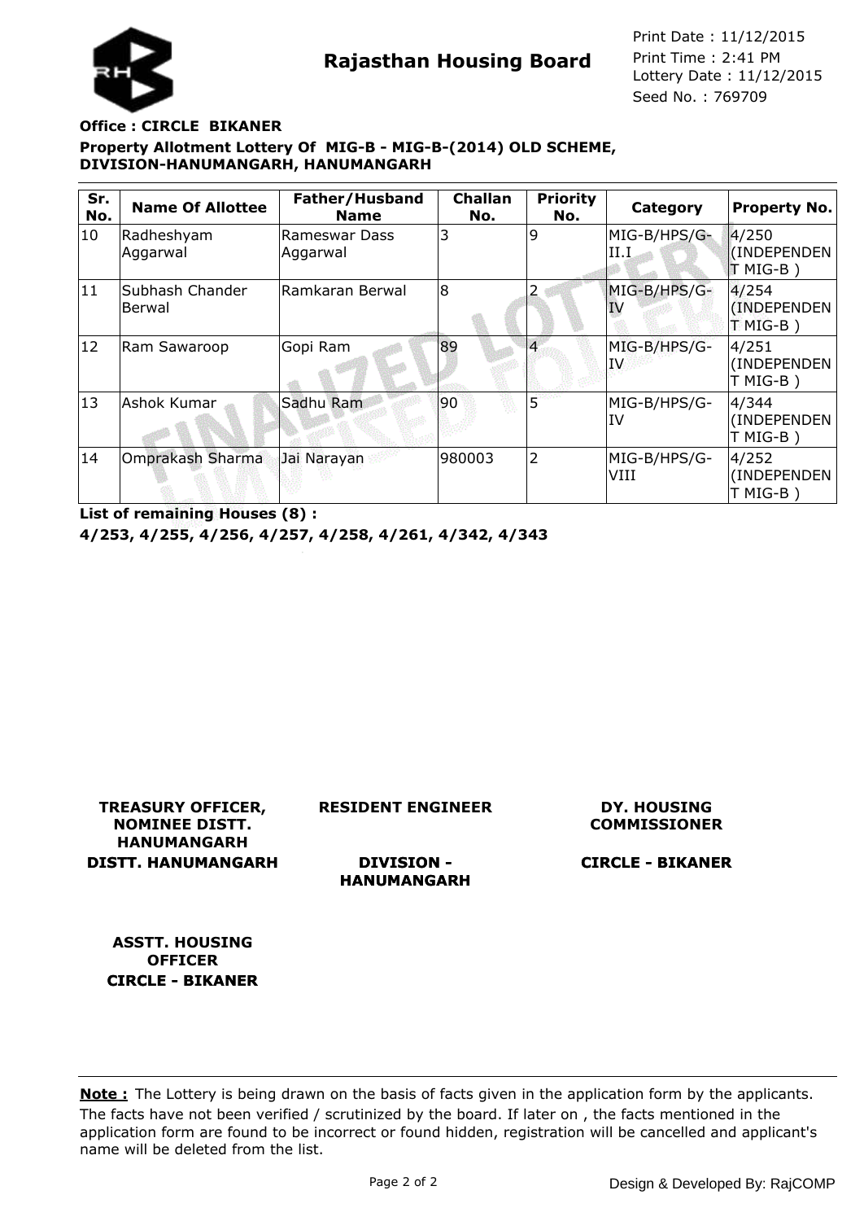# Rajasthan Housing Board

Print Date : 11/12/2015
Print Time : 2:41 PM
Lottery Date : 11/12/2015
Seed No. : 769709

**Office : CIRCLE BIKANER**

**Property Allotment Lottery Of MIG-B - MIG-B-(2014) OLD SCHEME, DIVISION-HANUMANGARH, HANUMANGARH**

| Sr. No. | Name Of Allottee | Father/Husband Name | Challan No. | Priority No. | Category | Property No. |
|---|---|---|---|---|---|---|
| 10 | Radheshyam Aggarwal | Rameswar Dass Aggarwal | 3 | 9 | MIG-B/HPS/G-II.I | 4/250 (INDEPENDENT MIG-B ) |
| 11 | Subhash Chander Berwal | Ramkaran Berwal | 8 | 2 | MIG-B/HPS/G-IV | 4/254 (INDEPENDENT MIG-B ) |
| 12 | Ram Sawaroop | Gopi Ram | 89 | 4 | MIG-B/HPS/G-IV | 4/251 (INDEPENDENT MIG-B ) |
| 13 | Ashok Kumar | Sadhu Ram | 90 | 5 | MIG-B/HPS/G-IV | 4/344 (INDEPENDENT MIG-B ) |
| 14 | Omprakash Sharma | Jai Narayan | 980003 | 2 | MIG-B/HPS/G-VIII | 4/252 (INDEPENDENT MIG-B ) |

**List of remaining Houses (8) :**

**4/253, 4/255, 4/256, 4/257, 4/258, 4/261, 4/342, 4/343**

**TREASURY OFFICER, NOMINEE DISTT. HANUMANGARH**
**DISTT. HANUMANGARH**

**RESIDENT ENGINEER**
**DIVISION - HANUMANGARH**

**DY. HOUSING COMMISSIONER**
**CIRCLE - BIKANER**

**ASSTT. HOUSING OFFICER**
**CIRCLE - BIKANER**

**Note :** The Lottery is being drawn on the basis of facts given in the application form by the applicants. The facts have not been verified / scrutinized by the board. If later on , the facts mentioned in the application form are found to be incorrect or found hidden, registration will be cancelled and applicant's name will be deleted from the list.

Design & Developed By: RajCOMP